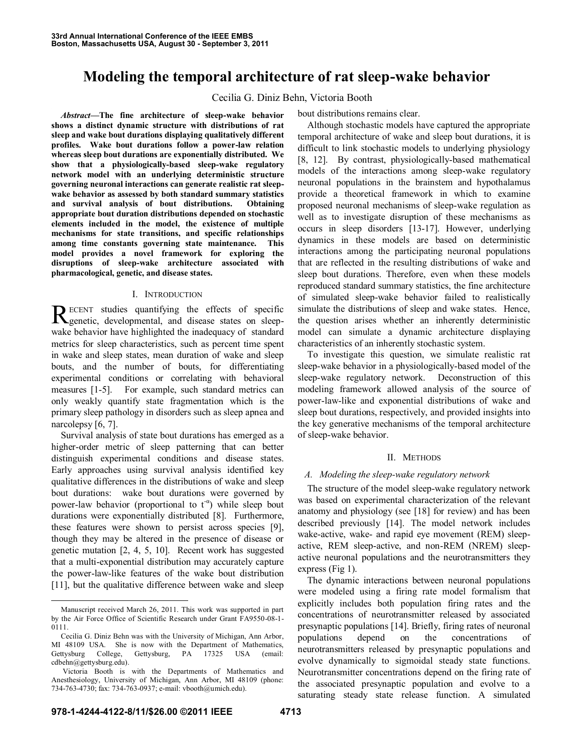# Modeling the temporal architecture of rat sleep-wake behavior

Cecilia G. Diniz Behn, Victoria Booth

***Abstract*—The fine architecture of sleep-wake behavior shows a distinct dynamic structure with distributions of rat sleep and wake bout durations displaying qualitatively different profiles. Wake bout durations follow a power-law relation whereas sleep bout durations are exponentially distributed. We show that a physiologically-based sleep-wake regulatory network model with an underlying deterministic structure governing neuronal interactions can generate realistic rat sleep-wake behavior as assessed by both standard summary statistics and survival analysis of bout distributions. Obtaining appropriate bout duration distributions depended on stochastic elements included in the model, the existence of multiple mechanisms for state transitions, and specific relationships among time constants governing state maintenance. This model provides a novel framework for exploring the disruptions of sleep-wake architecture associated with pharmacological, genetic, and disease states.**

## I. Introduction

Recent studies quantifying the effects of specific genetic, developmental, and disease states on sleep-wake behavior have highlighted the inadequacy of standard metrics for sleep characteristics, such as percent time spent in wake and sleep states, mean duration of wake and sleep bouts, and the number of bouts, for differentiating experimental conditions or correlating with behavioral measures [1-5]. For example, such standard metrics can only weakly quantify state fragmentation which is the primary sleep pathology in disorders such as sleep apnea and narcolepsy [6, 7].

Survival analysis of state bout durations has emerged as a higher-order metric of sleep patterning that can better distinguish experimental conditions and disease states. Early approaches using survival analysis identified key qualitative differences in the distributions of wake and sleep bout durations: wake bout durations were governed by power-law behavior (proportional to $t^{-\alpha}$) while sleep bout durations were exponentially distributed [8]. Furthermore, these features were shown to persist across species [9], though they may be altered in the presence of disease or genetic mutation [2, 4, 5, 10]. Recent work has suggested that a multi-exponential distribution may accurately capture the power-law-like features of the wake bout distribution [11], but the qualitative difference between wake and sleep bout distributions remains clear.

Although stochastic models have captured the appropriate temporal architecture of wake and sleep bout durations, it is difficult to link stochastic models to underlying physiology [8, 12]. By contrast, physiologically-based mathematical models of the interactions among sleep-wake regulatory neuronal populations in the brainstem and hypothalamus provide a theoretical framework in which to examine proposed neuronal mechanisms of sleep-wake regulation as well as to investigate disruption of these mechanisms as occurs in sleep disorders [13-17]. However, underlying dynamics in these models are based on deterministic interactions among the participating neuronal populations that are reflected in the resulting distributions of wake and sleep bout durations. Therefore, even when these models reproduced standard summary statistics, the fine architecture of simulated sleep-wake behavior failed to realistically simulate the distributions of sleep and wake states. Hence, the question arises whether an inherently deterministic model can simulate a dynamic architecture displaying characteristics of an inherently stochastic system.

To investigate this question, we simulate realistic rat sleep-wake behavior in a physiologically-based model of the sleep-wake regulatory network. Deconstruction of this modeling framework allowed analysis of the source of power-law-like and exponential distributions of wake and sleep bout durations, respectively, and provided insights into the key generative mechanisms of the temporal architecture of sleep-wake behavior.

## II. Methods

### *A. Modeling the sleep-wake regulatory network*

The structure of the model sleep-wake regulatory network was based on experimental characterization of the relevant anatomy and physiology (see [18] for review) and has been described previously [14]. The model network includes wake-active, wake- and rapid eye movement (REM) sleep-active, REM sleep-active, and non-REM (NREM) sleep-active neuronal populations and the neurotransmitters they express (Fig 1).

The dynamic interactions between neuronal populations were modeled using a firing rate model formalism that explicitly includes both population firing rates and the concentrations of neurotransmitter released by associated presynaptic populations [14]. Briefly, firing rates of neuronal populations depend on the concentrations of neurotransmitters released by presynaptic populations and evolve dynamically to sigmoidal steady state functions. Neurotransmitter concentrations depend on the firing rate of the associated presynaptic population and evolve to a saturating steady state release function. A simulated

Manuscript received March 26, 2011. This work was supported in part by the Air Force Office of Scientific Research under Grant FA9550-08-1-0111.

Cecilia G. Diniz Behn was with the University of Michigan, Ann Arbor, MI 48109 USA. She is now with the Department of Mathematics, Gettysburg College, Gettysburg, PA 17325 USA (email: cdbehn@gettysburg.edu).

Victoria Booth is with the Departments of Mathematics and Anesthesiology, University of Michigan, Ann Arbor, MI 48109 (phone: 734-763-4730; fax: 734-763-0937; e-mail: vbooth@umich.edu).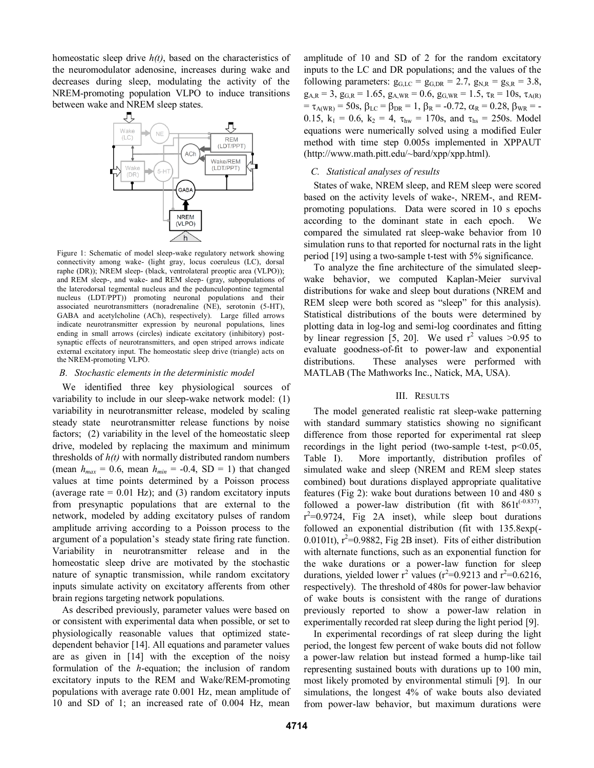homeostatic sleep drive *h(t)*, based on the characteristics of the neuromodulator adenosine, increases during wake and decreases during sleep, modulating the activity of the NREM-promoting population VLPO to induce transitions between wake and NREM sleep states.

Figure 1: Schematic of model sleep-wake regulatory network showing connectivity among wake- (light gray, locus coeruleus (LC), dorsal raphe (DR)); NREM sleep- (black, ventrolateral preoptic area (VLPO)); and REM sleep-, and wake- and REM sleep- (gray, subpopulations of the laterodorsal tegmental nucleus and the pedunculopontine tegmental nucleus (LDT/PPT)) promoting neuronal populations and their associated neurotransmitters (noradrenaline (NE), serotonin (5-HT), GABA and acetylcholine (ACh), respectively). Large filled arrows indicate neurotransmitter expression by neuronal populations, lines ending in small arrows (circles) indicate excitatory (inhibitory) post-synaptic effects of neurotransmitters, and open striped arrows indicate external excitatory input. The homeostatic sleep drive (triangle) acts on the NREM-promoting VLPO.

### *B. Stochastic elements in the deterministic model*

We identified three key physiological sources of variability to include in our sleep-wake network model: (1) variability in neurotransmitter release, modeled by scaling steady state neurotransmitter release functions by noise factors; (2) variability in the level of the homeostatic sleep drive, modeled by replacing the maximum and minimum thresholds of *h(t)* with normally distributed random numbers (mean $h_{max}$ = 0.6, mean $h_{min}$ = -0.4, SD = 1) that changed values at time points determined by a Poisson process (average rate = 0.01 Hz); and (3) random excitatory inputs from presynaptic populations that are external to the network, modeled by adding excitatory pulses of random amplitude arriving according to a Poisson process to the argument of a population's steady state firing rate function. Variability in neurotransmitter release and in the homeostatic sleep drive are motivated by the stochastic nature of synaptic transmission, while random excitatory inputs simulate activity on excitatory afferents from other brain regions targeting network populations.

As described previously, parameter values were based on or consistent with experimental data when possible, or set to physiologically reasonable values that optimized state-dependent behavior [14]. All equations and parameter values are as given in [14] with the exception of the noisy formulation of the *h*-equation; the inclusion of random excitatory inputs to the REM and Wake/REM-promoting populations with average rate 0.001 Hz, mean amplitude of 10 and SD of 1; an increased rate of 0.004 Hz, mean amplitude of 10 and SD of 2 for the random excitatory inputs to the LC and DR populations; and the values of the following parameters: $g_{G,LC} = g_{G,DR} = 2.7$, $g_{N,R} = g_{S,R} = 3.8$, $g_{A,R} = 3$, $g_{G,R} = 1.65$, $g_{A,WR} = 0.6$, $g_{G,WR} = 1.5$, $\tau_R = 10s$, $\tau_{A(R)} = \tau_{A(WR)} = 50s$, $\beta_{LC} = \beta_{DR} = 1$, $\beta_R = -0.72$, $\alpha_R = 0.28$, $\beta_{WR} = -0.15$, $k_1 = 0.6$, $k_2 = 4$, $\tau_{hw} = 170s$, and $\tau_{hs} = 250s$. Model equations were numerically solved using a modified Euler method with time step 0.005s implemented in XPPAUT (http://www.math.pitt.edu/~bard/xpp/xpp.html).

### *C. Statistical analyses of results*

States of wake, NREM sleep, and REM sleep were scored based on the activity levels of wake-, NREM-, and REM-promoting populations. Data were scored in 10 s epochs according to the dominant state in each epoch. We compared the simulated rat sleep-wake behavior from 10 simulation runs to that reported for nocturnal rats in the light period [19] using a two-sample t-test with 5% significance.

To analyze the fine architecture of the simulated sleep-wake behavior, we computed Kaplan-Meier survival distributions for wake and sleep bout durations (NREM and REM sleep were both scored as "sleep" for this analysis). Statistical distributions of the bouts were determined by plotting data in log-log and semi-log coordinates and fitting by linear regression [5, 20]. We used $r^2$ values >0.95 to evaluate goodness-of-fit to power-law and exponential distributions. These analyses were performed with MATLAB (The Mathworks Inc., Natick, MA, USA).

## III. Results

The model generated realistic rat sleep-wake patterning with standard summary statistics showing no significant difference from those reported for experimental rat sleep recordings in the light period (two-sample t-test, $p<0.05$, Table I). More importantly, distribution profiles of simulated wake and sleep (NREM and REM sleep states combined) bout durations displayed appropriate qualitative features (Fig 2): wake bout durations between 10 and 480 s followed a power-law distribution (fit with $861t^{(-0.837)}$, $r^2$=0.9724, Fig 2A inset), while sleep bout durations followed an exponential distribution (fit with $135.8\exp(-0.0101t)$, $r^2$=0.9882, Fig 2B inset). Fits of either distribution with alternate functions, such as an exponential function for the wake durations or a power-law function for sleep durations, yielded lower $r^2$ values ($r^2$=0.9213 and $r^2$=0.6216, respectively). The threshold of 480s for power-law behavior of wake bouts is consistent with the range of durations previously reported to show a power-law relation in experimentally recorded rat sleep during the light period [9].

In experimental recordings of rat sleep during the light period, the longest few percent of wake bouts did not follow a power-law relation but instead formed a hump-like tail representing sustained bouts with durations up to 100 min, most likely promoted by environmental stimuli [9]. In our simulations, the longest 4% of wake bouts also deviated from power-law behavior, but maximum durations were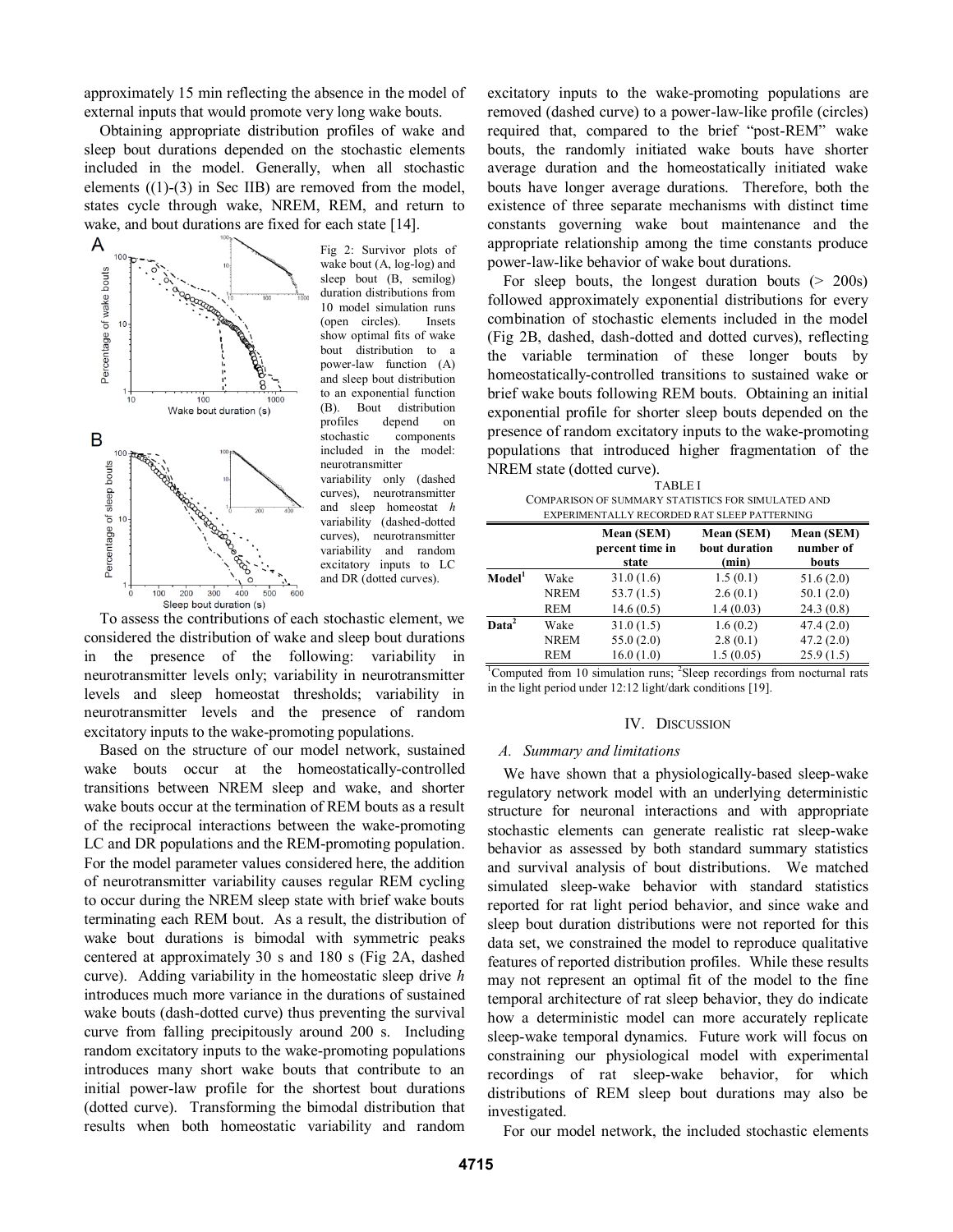approximately 15 min reflecting the absence in the model of external inputs that would promote very long wake bouts.

Obtaining appropriate distribution profiles of wake and sleep bout durations depended on the stochastic elements included in the model. Generally, when all stochastic elements ((1)-(3) in Sec IIB) are removed from the model, states cycle through wake, NREM, REM, and return to wake, and bout durations are fixed for each state [14].

A

Percentage of wake bouts

Wake bout duration (s)

B

Percentage of sleep bouts

Sleep bout duration (s)

Fig 2: Survivor plots of wake bout (A, log-log) and sleep bout (B, semilog) duration distributions from 10 model simulation runs (open circles). Insets show optimal fits of wake bout distribution to a power-law function (A) and sleep bout distribution to an exponential function (B). Bout distribution profiles depend on stochastic components included in the model: neurotransmitter variability only (dashed curves), neurotransmitter and sleep homeostat *h* variability (dashed-dotted curves), neurotransmitter variability and random excitatory inputs to LC and DR (dotted curves).

To assess the contributions of each stochastic element, we considered the distribution of wake and sleep bout durations in the presence of the following: variability in neurotransmitter levels only; variability in neurotransmitter levels and sleep homeostat thresholds; variability in neurotransmitter levels and the presence of random excitatory inputs to the wake-promoting populations.

Based on the structure of our model network, sustained wake bouts occur at the homeostatically-controlled transitions between NREM sleep and wake, and shorter wake bouts occur at the termination of REM bouts as a result of the reciprocal interactions between the wake-promoting LC and DR populations and the REM-promoting population. For the model parameter values considered here, the addition of neurotransmitter variability causes regular REM cycling to occur during the NREM sleep state with brief wake bouts terminating each REM bout. As a result, the distribution of wake bout durations is bimodal with symmetric peaks centered at approximately 30 s and 180 s (Fig 2A, dashed curve). Adding variability in the homeostatic sleep drive *h* introduces much more variance in the durations of sustained wake bouts (dash-dotted curve) thus preventing the survival curve from falling precipitously around 200 s. Including random excitatory inputs to the wake-promoting populations introduces many short wake bouts that contribute to an initial power-law profile for the shortest bout durations (dotted curve). Transforming the bimodal distribution that results when both homeostatic variability and random excitatory inputs to the wake-promoting populations are removed (dashed curve) to a power-law-like profile (circles) required that, compared to the brief "post-REM" wake bouts, the randomly initiated wake bouts have shorter average duration and the homeostatically initiated wake bouts have longer average durations. Therefore, both the existence of three separate mechanisms with distinct time constants governing wake bout maintenance and the appropriate relationship among the time constants produce power-law-like behavior of wake bout durations.

For sleep bouts, the longest duration bouts (> 200s) followed approximately exponential distributions for every combination of stochastic elements included in the model (Fig 2B, dashed, dash-dotted and dotted curves), reflecting the variable termination of these longer bouts by homeostatically-controlled transitions to sustained wake or brief wake bouts following REM bouts. Obtaining an initial exponential profile for shorter sleep bouts depended on the presence of random excitatory inputs to the wake-promoting populations that introduced higher fragmentation of the NREM state (dotted curve).

TABLE I
COMPARISON OF SUMMARY STATISTICS FOR SIMULATED AND EXPERIMENTALLY RECORDED RAT SLEEP PATTERNING

| | | Mean (SEM) percent time in state | Mean (SEM) bout duration (min) | Mean (SEM) number of bouts |
|---|---|---|---|---|
| **Model**[1] | Wake | 31.0 (1.6) | 1.5 (0.1) | 51.6 (2.0) |
| | NREM | 53.7 (1.5) | 2.6 (0.1) | 50.1 (2.0) |
| | REM | 14.6 (0.5) | 1.4 (0.03) | 24.3 (0.8) |
| **Data**[2] | Wake | 31.0 (1.5) | 1.6 (0.2) | 47.4 (2.0) |
| | NREM | 55.0 (2.0) | 2.8 (0.1) | 47.2 (2.0) |
| | REM | 16.0 (1.0) | 1.5 (0.05) | 25.9 (1.5) |

[1]Computed from 10 simulation runs; [2]Sleep recordings from nocturnal rats in the light period under 12:12 light/dark conditions [19].

## IV. Discussion

### A. Summary and limitations

We have shown that a physiologically-based sleep-wake regulatory network model with an underlying deterministic structure for neuronal interactions and with appropriate stochastic elements can generate realistic rat sleep-wake behavior as assessed by both standard summary statistics and survival analysis of bout distributions. We matched simulated sleep-wake behavior with standard statistics reported for rat light period behavior, and since wake and sleep bout duration distributions were not reported for this data set, we constrained the model to reproduce qualitative features of reported distribution profiles. While these results may not represent an optimal fit of the model to the fine temporal architecture of rat sleep behavior, they do indicate how a deterministic model can more accurately replicate sleep-wake temporal dynamics. Future work will focus on constraining our physiological model with experimental recordings of rat sleep-wake behavior, for which distributions of REM sleep bout durations may also be investigated.

For our model network, the included stochastic elements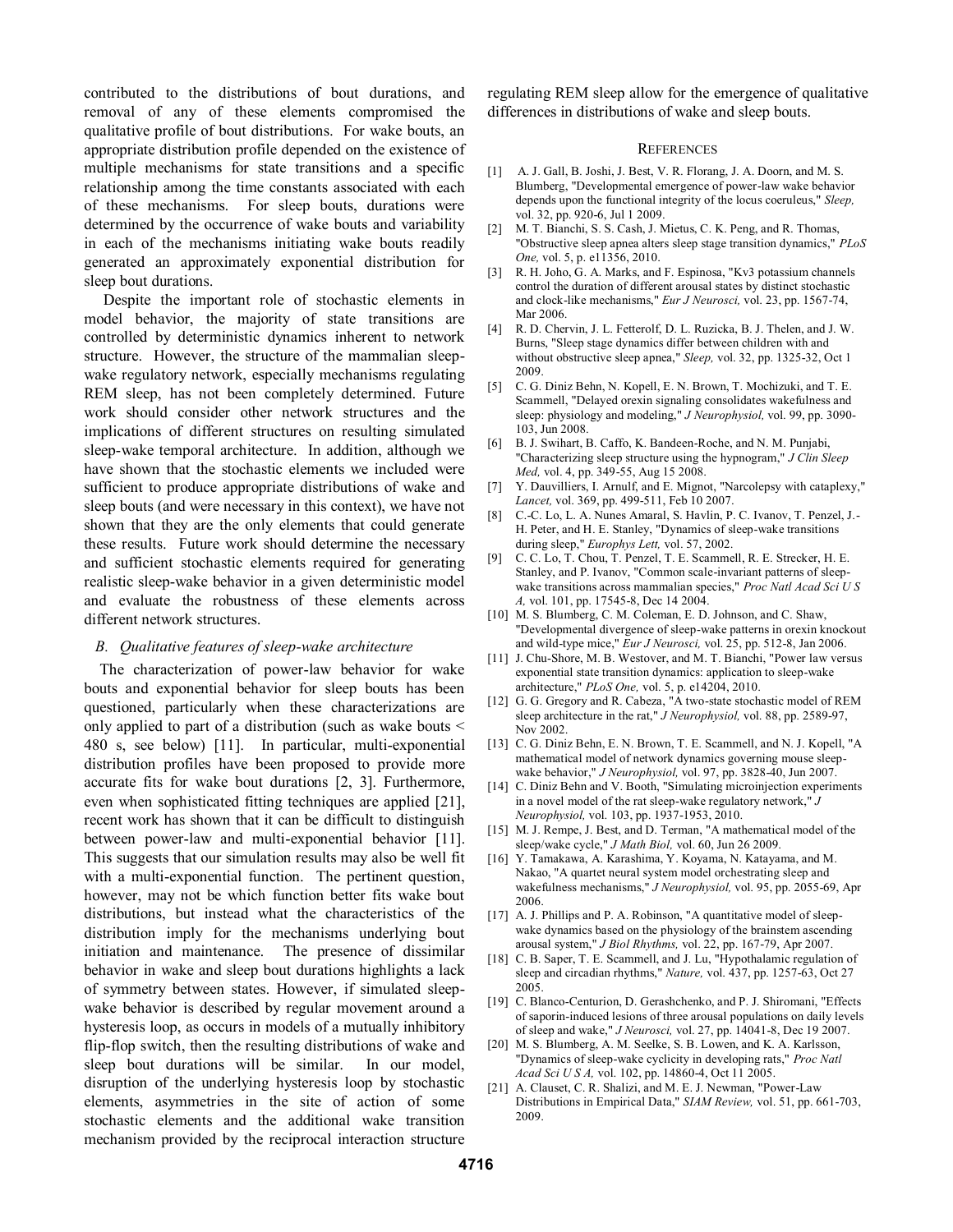contributed to the distributions of bout durations, and removal of any of these elements compromised the qualitative profile of bout distributions. For wake bouts, an appropriate distribution profile depended on the existence of multiple mechanisms for state transitions and a specific relationship among the time constants associated with each of these mechanisms. For sleep bouts, durations were determined by the occurrence of wake bouts and variability in each of the mechanisms initiating wake bouts readily generated an approximately exponential distribution for sleep bout durations.

Despite the important role of stochastic elements in model behavior, the majority of state transitions are controlled by deterministic dynamics inherent to network structure. However, the structure of the mammalian sleep-wake regulatory network, especially mechanisms regulating REM sleep, has not been completely determined. Future work should consider other network structures and the implications of different structures on resulting simulated sleep-wake temporal architecture. In addition, although we have shown that the stochastic elements we included were sufficient to produce appropriate distributions of wake and sleep bouts (and were necessary in this context), we have not shown that they are the only elements that could generate these results. Future work should determine the necessary and sufficient stochastic elements required for generating realistic sleep-wake behavior in a given deterministic model and evaluate the robustness of these elements across different network structures.

### *B. Qualitative features of sleep-wake architecture*

The characterization of power-law behavior for wake bouts and exponential behavior for sleep bouts has been questioned, particularly when these characterizations are only applied to part of a distribution (such as wake bouts < 480 s, see below) [11]. In particular, multi-exponential distribution profiles have been proposed to provide more accurate fits for wake bout durations [2, 3]. Furthermore, even when sophisticated fitting techniques are applied [21], recent work has shown that it can be difficult to distinguish between power-law and multi-exponential behavior [11]. This suggests that our simulation results may also be well fit with a multi-exponential function. The pertinent question, however, may not be which function better fits wake bout distributions, but instead what the characteristics of the distribution imply for the mechanisms underlying bout initiation and maintenance. The presence of dissimilar behavior in wake and sleep bout durations highlights a lack of symmetry between states. However, if simulated sleep-wake behavior is described by regular movement around a hysteresis loop, as occurs in models of a mutually inhibitory flip-flop switch, then the resulting distributions of wake and sleep bout durations will be similar. In our model, disruption of the underlying hysteresis loop by stochastic elements, asymmetries in the site of action of some stochastic elements and the additional wake transition mechanism provided by the reciprocal interaction structure regulating REM sleep allow for the emergence of qualitative differences in distributions of wake and sleep bouts.

## REFERENCES

[1] A. J. Gall, B. Joshi, J. Best, V. R. Florang, J. A. Doorn, and M. S. Blumberg, "Developmental emergence of power-law wake behavior depends upon the functional integrity of the locus coeruleus," *Sleep,* vol. 32, pp. 920-6, Jul 1 2009.

[2] M. T. Bianchi, S. S. Cash, J. Mietus, C. K. Peng, and R. Thomas, "Obstructive sleep apnea alters sleep stage transition dynamics," *PLoS One,* vol. 5, p. e11356, 2010.

[3] R. H. Joho, G. A. Marks, and F. Espinosa, "Kv3 potassium channels control the duration of different arousal states by distinct stochastic and clock-like mechanisms," *Eur J Neurosci,* vol. 23, pp. 1567-74, Mar 2006.

[4] R. D. Chervin, J. L. Fetterolf, D. L. Ruzicka, B. J. Thelen, and J. W. Burns, "Sleep stage dynamics differ between children with and without obstructive sleep apnea," *Sleep,* vol. 32, pp. 1325-32, Oct 1 2009.

[5] C. G. Diniz Behn, N. Kopell, E. N. Brown, T. Mochizuki, and T. E. Scammell, "Delayed orexin signaling consolidates wakefulness and sleep: physiology and modeling," *J Neurophysiol,* vol. 99, pp. 3090-103, Jun 2008.

[6] B. J. Swihart, B. Caffo, K. Bandeen-Roche, and N. M. Punjabi, "Characterizing sleep structure using the hypnogram," *J Clin Sleep Med,* vol. 4, pp. 349-55, Aug 15 2008.

[7] Y. Dauvilliers, I. Arnulf, and E. Mignot, "Narcolepsy with cataplexy," *Lancet,* vol. 369, pp. 499-511, Feb 10 2007.

[8] C.-C. Lo, L. A. Nunes Amaral, S. Havlin, P. C. Ivanov, T. Penzel, J.-H. Peter, and H. E. Stanley, "Dynamics of sleep-wake transitions during sleep," *Europhys Lett,* vol. 57, 2002.

[9] C. C. Lo, T. Chou, T. Penzel, T. E. Scammell, R. E. Strecker, H. E. Stanley, and P. Ivanov, "Common scale-invariant patterns of sleep-wake transitions across mammalian species," *Proc Natl Acad Sci U S A,* vol. 101, pp. 17545-8, Dec 14 2004.

[10] M. S. Blumberg, C. M. Coleman, E. D. Johnson, and C. Shaw, "Developmental divergence of sleep-wake patterns in orexin knockout and wild-type mice," *Eur J Neurosci,* vol. 25, pp. 512-8, Jan 2006.

[11] J. Chu-Shore, M. B. Westover, and M. T. Bianchi, "Power law versus exponential state transition dynamics: application to sleep-wake architecture," *PLoS One,* vol. 5, p. e14204, 2010.

[12] G. G. Gregory and R. Cabeza, "A two-state stochastic model of REM sleep architecture in the rat," *J Neurophysiol,* vol. 88, pp. 2589-97, Nov 2002.

[13] C. G. Diniz Behn, E. N. Brown, T. E. Scammell, and N. J. Kopell, "A mathematical model of network dynamics governing mouse sleep-wake behavior," *J Neurophysiol,* vol. 97, pp. 3828-40, Jun 2007.

[14] C. Diniz Behn and V. Booth, "Simulating microinjection experiments in a novel model of the rat sleep-wake regulatory network," *J Neurophysiol,* vol. 103, pp. 1937-1953, 2010.

[15] M. J. Rempe, J. Best, and D. Terman, "A mathematical model of the sleep/wake cycle," *J Math Biol,* vol. 60, Jun 26 2009.

[16] Y. Tamakawa, A. Karashima, Y. Koyama, N. Katayama, and M. Nakao, "A quartet neural system model orchestrating sleep and wakefulness mechanisms," *J Neurophysiol,* vol. 95, pp. 2055-69, Apr 2006.

[17] A. J. Phillips and P. A. Robinson, "A quantitative model of sleep-wake dynamics based on the physiology of the brainstem ascending arousal system," *J Biol Rhythms,* vol. 22, pp. 167-79, Apr 2007.

[18] C. B. Saper, T. E. Scammell, and J. Lu, "Hypothalamic regulation of sleep and circadian rhythms," *Nature,* vol. 437, pp. 1257-63, Oct 27 2005.

[19] C. Blanco-Centurion, D. Gerashchenko, and P. J. Shiromani, "Effects of saporin-induced lesions of three arousal populations on daily levels of sleep and wake," *J Neurosci,* vol. 27, pp. 14041-8, Dec 19 2007.

[20] M. S. Blumberg, A. M. Seelke, S. B. Lowen, and K. A. Karlsson, "Dynamics of sleep-wake cyclicity in developing rats," *Proc Natl Acad Sci U S A,* vol. 102, pp. 14860-4, Oct 11 2005.

[21] A. Clauset, C. R. Shalizi, and M. E. J. Newman, "Power-Law Distributions in Empirical Data," *SIAM Review,* vol. 51, pp. 661-703, 2009.